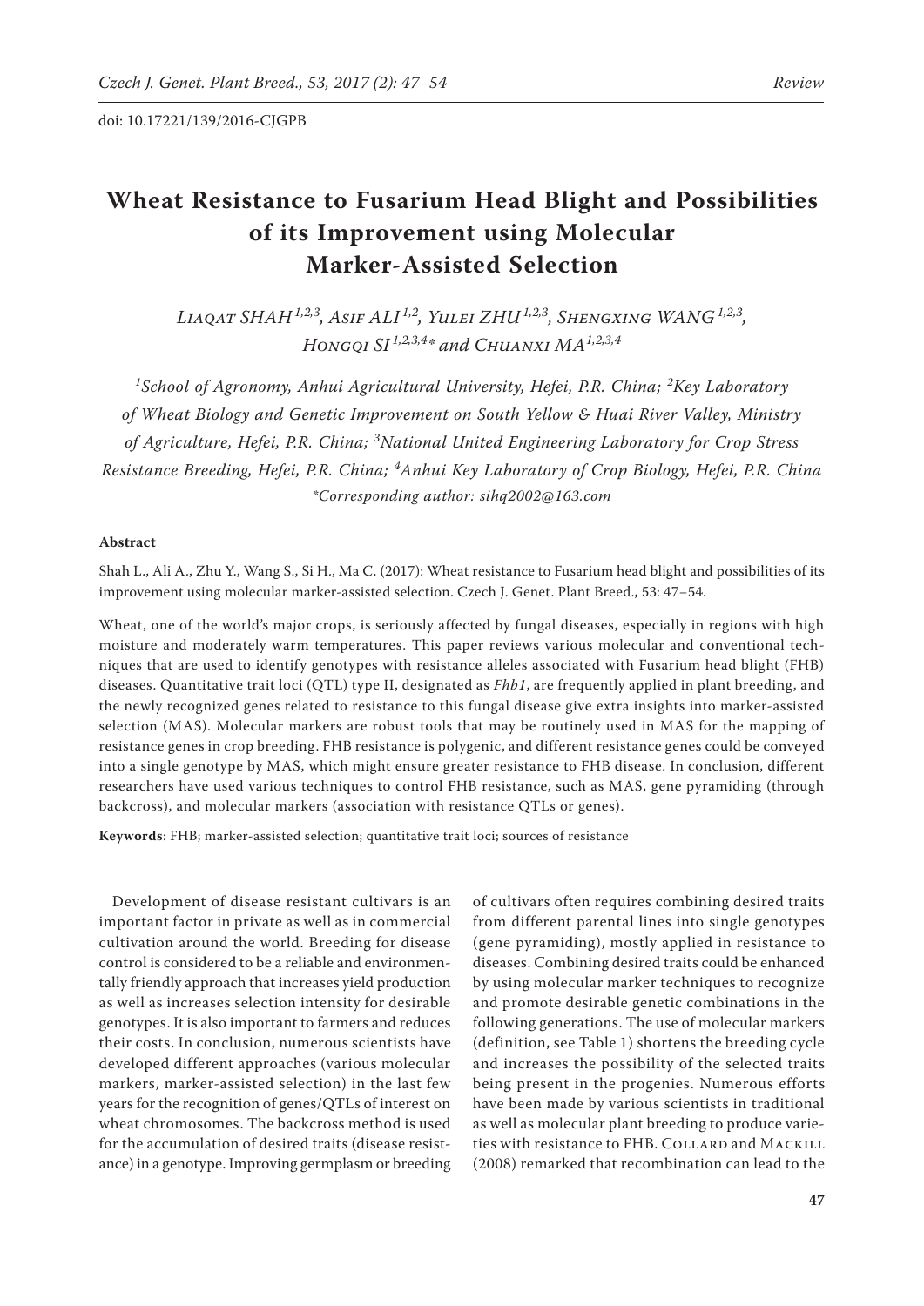doi: 10.17221/139/2016-CJGPB

# Wheat Resistance to Fusarium Head Blight and Possibilities of its Improvement using Molecular Marker-Assisted Selection

*Liaqat SHAH*[1,2,3], *Asif ALI*[1,2], *Yulei ZHU*[1,2,3], *Shengxing WANG*[1,2,3], *Hongqi SI*[1,2,3,4*] and *Chuanxi MA*[1,2,3,4]

[1]*School of Agronomy, Anhui Agricultural University, Hefei, P.R. China;* [2]*Key Laboratory of Wheat Biology and Genetic Improvement on South Yellow & Huai River Valley, Ministry of Agriculture, Hefei, P.R. China;* [3]*National United Engineering Laboratory for Crop Stress Resistance Breeding, Hefei, P.R. China;* [4]*Anhui Key Laboratory of Crop Biology, Hefei, P.R. China*

*\*Corresponding author: sihq2002@163.com*

**Abstract**

Shah L., Ali A., Zhu Y., Wang S., Si H., Ma C. (2017): Wheat resistance to Fusarium head blight and possibilities of its improvement using molecular marker-assisted selection. Czech J. Genet. Plant Breed., 53: 47–54.

Wheat, one of the world's major crops, is seriously affected by fungal diseases, especially in regions with high moisture and moderately warm temperatures. This paper reviews various molecular and conventional techniques that are used to identify genotypes with resistance alleles associated with Fusarium head blight (FHB) diseases. Quantitative trait loci (QTL) type II, designated as *Fhb1*, are frequently applied in plant breeding, and the newly recognized genes related to resistance to this fungal disease give extra insights into marker-assisted selection (MAS). Molecular markers are robust tools that may be routinely used in MAS for the mapping of resistance genes in crop breeding. FHB resistance is polygenic, and different resistance genes could be conveyed into a single genotype by MAS, which might ensure greater resistance to FHB disease. In conclusion, different researchers have used various techniques to control FHB resistance, such as MAS, gene pyramiding (through backcross), and molecular markers (association with resistance QTLs or genes).

**Keywords**: FHB; marker-assisted selection; quantitative trait loci; sources of resistance

Development of disease resistant cultivars is an important factor in private as well as in commercial cultivation around the world. Breeding for disease control is considered to be a reliable and environmentally friendly approach that increases yield production as well as increases selection intensity for desirable genotypes. It is also important to farmers and reduces their costs. In conclusion, numerous scientists have developed different approaches (various molecular markers, marker-assisted selection) in the last few years for the recognition of genes/QTLs of interest on wheat chromosomes. The backcross method is used for the accumulation of desired traits (disease resistance) in a genotype. Improving germplasm or breeding of cultivars often requires combining desired traits from different parental lines into single genotypes (gene pyramiding), mostly applied in resistance to diseases. Combining desired traits could be enhanced by using molecular marker techniques to recognize and promote desirable genetic combinations in the following generations. The use of molecular markers (definition, see Table 1) shortens the breeding cycle and increases the possibility of the selected traits being present in the progenies. Numerous efforts have been made by various scientists in traditional as well as molecular plant breeding to produce varieties with resistance to FHB. Collard and Mackill (2008) remarked that recombination can lead to the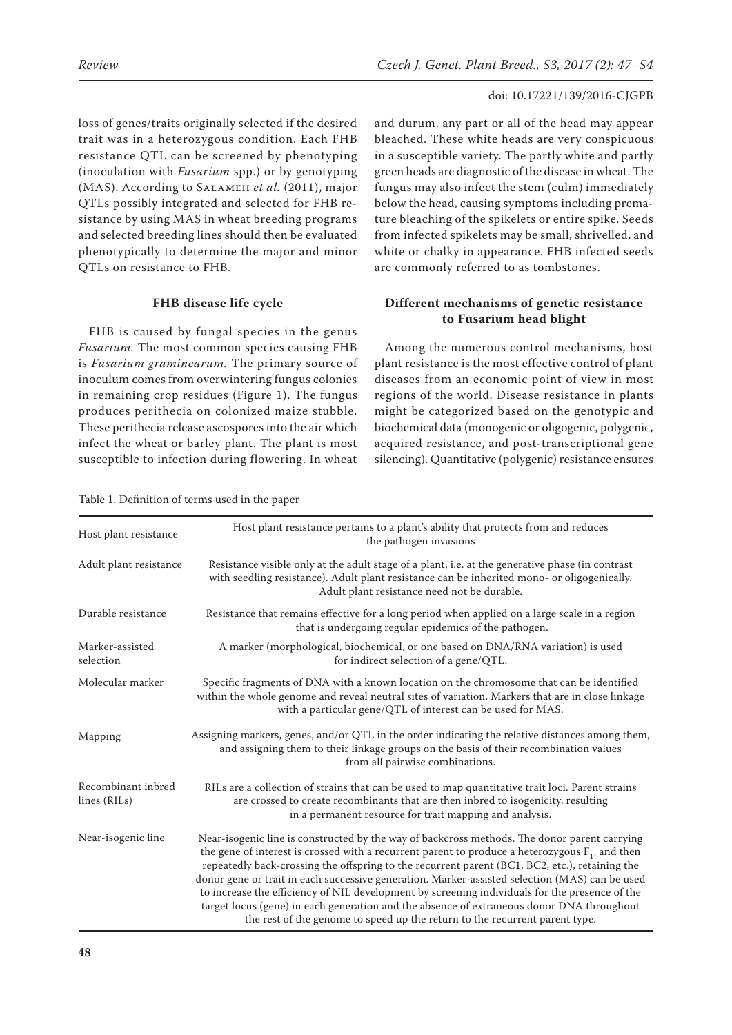loss of genes/traits originally selected if the desired trait was in a heterozygous condition. Each FHB resistance QTL can be screened by phenotyping (inoculation with *Fusarium* spp.) or by genotyping (MAS). According to Salameh *et al.* (2011), major QTLs possibly integrated and selected for FHB resistance by using MAS in wheat breeding programs and selected breeding lines should then be evaluated phenotypically to determine the major and minor QTLs on resistance to FHB.

### FHB disease life cycle

FHB is caused by fungal species in the genus *Fusarium.* The most common species causing FHB is *Fusarium graminearum.* The primary source of inoculum comes from overwintering fungus colonies in remaining crop residues (Figure 1). The fungus produces perithecia on colonized maize stubble. These perithecia release ascospores into the air which infect the wheat or barley plant. The plant is most susceptible to infection during flowering. In wheat and durum, any part or all of the head may appear bleached. These white heads are very conspicuous in a susceptible variety. The partly white and partly green heads are diagnostic of the disease in wheat. The fungus may also infect the stem (culm) immediately below the head, causing symptoms including premature bleaching of the spikelets or entire spike. Seeds from infected spikelets may be small, shrivelled, and white or chalky in appearance. FHB infected seeds are commonly referred to as tombstones.

### Different mechanisms of genetic resistance to Fusarium head blight

Among the numerous control mechanisms, host plant resistance is the most effective control of plant diseases from an economic point of view in most regions of the world. Disease resistance in plants might be categorized based on the genotypic and biochemical data (monogenic or oligogenic, polygenic, acquired resistance, and post-transcriptional gene silencing). Quantitative (polygenic) resistance ensures

Table 1. Definition of terms used in the paper

| | |
|---|---|
| Host plant resistance | Host plant resistance pertains to a plant's ability that protects from and reduces the pathogen invasions |
| Adult plant resistance | Resistance visible only at the adult stage of a plant, i.e. at the generative phase (in contrast with seedling resistance). Adult plant resistance can be inherited mono- or oligogenically. Adult plant resistance need not be durable. |
| Durable resistance | Resistance that remains effective for a long period when applied on a large scale in a region that is undergoing regular epidemics of the pathogen. |
| Marker-assisted selection | A marker (morphological, biochemical, or one based on DNA/RNA variation) is used for indirect selection of a gene/QTL. |
| Molecular marker | Specific fragments of DNA with a known location on the chromosome that can be identified within the whole genome and reveal neutral sites of variation. Markers that are in close linkage with a particular gene/QTL of interest can be used for MAS. |
| Mapping | Assigning markers, genes, and/or QTL in the order indicating the relative distances among them, and assigning them to their linkage groups on the basis of their recombination values from all pairwise combinations. |
| Recombinant inbred lines (RILs) | RILs are a collection of strains that can be used to map quantitative trait loci. Parent strains are crossed to create recombinants that are then inbred to isogenicity, resulting in a permanent resource for trait mapping and analysis. |
| Near-isogenic line | Near-isogenic line is constructed by the way of backcross methods. The donor parent carrying the gene of interest is crossed with a recurrent parent to produce a heterozygous $F_1$, and then repeatedly back-crossing the offspring to the recurrent parent (BC1, BC2, etc.), retaining the donor gene or trait in each successive generation. Marker-assisted selection (MAS) can be used to increase the efficiency of NIL development by screening individuals for the presence of the target locus (gene) in each generation and the absence of extraneous donor DNA throughout the rest of the genome to speed up the return to the recurrent parent type. |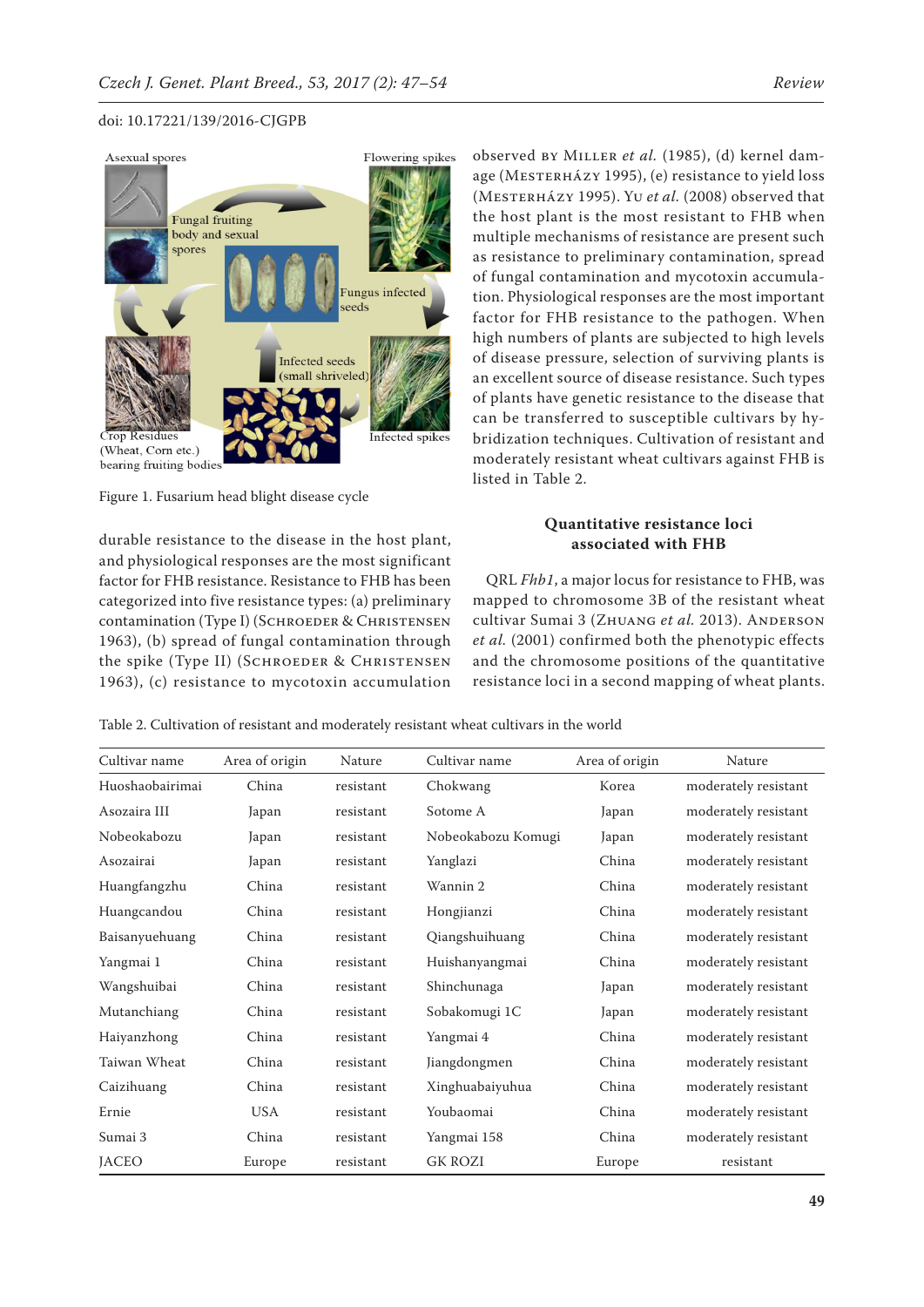doi: 10.17221/139/2016-CJGPB

Figure 1. Fusarium head blight disease cycle

durable resistance to the disease in the host plant, and physiological responses are the most significant factor for FHB resistance. Resistance to FHB has been categorized into five resistance types: (a) preliminary contamination (Type I) (Schroeder & Christensen 1963), (b) spread of fungal contamination through the spike (Type II) (Schroeder & Christensen 1963), (c) resistance to mycotoxin accumulation observed by Miller *et al.* (1985), (d) kernel damage (Mesterházy 1995), (e) resistance to yield loss (Mesterházy 1995). Yu *et al.* (2008) observed that the host plant is the most resistant to FHB when multiple mechanisms of resistance are present such as resistance to preliminary contamination, spread of fungal contamination and mycotoxin accumulation. Physiological responses are the most important factor for FHB resistance to the pathogen. When high numbers of plants are subjected to high levels of disease pressure, selection of surviving plants is an excellent source of disease resistance. Such types of plants have genetic resistance to the disease that can be transferred to susceptible cultivars by hybridization techniques. Cultivation of resistant and moderately resistant wheat cultivars against FHB is listed in Table 2.

## Quantitative resistance loci associated with FHB

QRL *Fhb1*, a major locus for resistance to FHB, was mapped to chromosome 3B of the resistant wheat cultivar Sumai 3 (Zhuang *et al.* 2013). Anderson *et al.* (2001) confirmed both the phenotypic effects and the chromosome positions of the quantitative resistance loci in a second mapping of wheat plants.

Table 2. Cultivation of resistant and moderately resistant wheat cultivars in the world

| Cultivar name | Area of origin | Nature | Cultivar name | Area of origin | Nature |
|---|---|---|---|---|---|
| Huoshaobairimai | China | resistant | Chokwang | Korea | moderately resistant |
| Asozaira III | Japan | resistant | Sotome A | Japan | moderately resistant |
| Nobeokabozu | Japan | resistant | Nobeokabozu Komugi | Japan | moderately resistant |
| Asozairai | Japan | resistant | Yanglazi | China | moderately resistant |
| Huangfangzhu | China | resistant | Wannin 2 | China | moderately resistant |
| Huangcandou | China | resistant | Hongjianzi | China | moderately resistant |
| Baisanyuehuang | China | resistant | Qiangshuihuang | China | moderately resistant |
| Yangmai 1 | China | resistant | Huishanyangmai | China | moderately resistant |
| Wangshuibai | China | resistant | Shinchunaga | Japan | moderately resistant |
| Mutanchiang | China | resistant | Sobakomugi 1C | Japan | moderately resistant |
| Haiyanzhong | China | resistant | Yangmai 4 | China | moderately resistant |
| Taiwan Wheat | China | resistant | Jiangdongmen | China | moderately resistant |
| Caizihuang | China | resistant | Xinghuabaiyuhua | China | moderately resistant |
| Ernie | USA | resistant | Youbaomai | China | moderately resistant |
| Sumai 3 | China | resistant | Yangmai 158 | China | moderately resistant |
| JACEO | Europe | resistant | GK ROZI | Europe | resistant |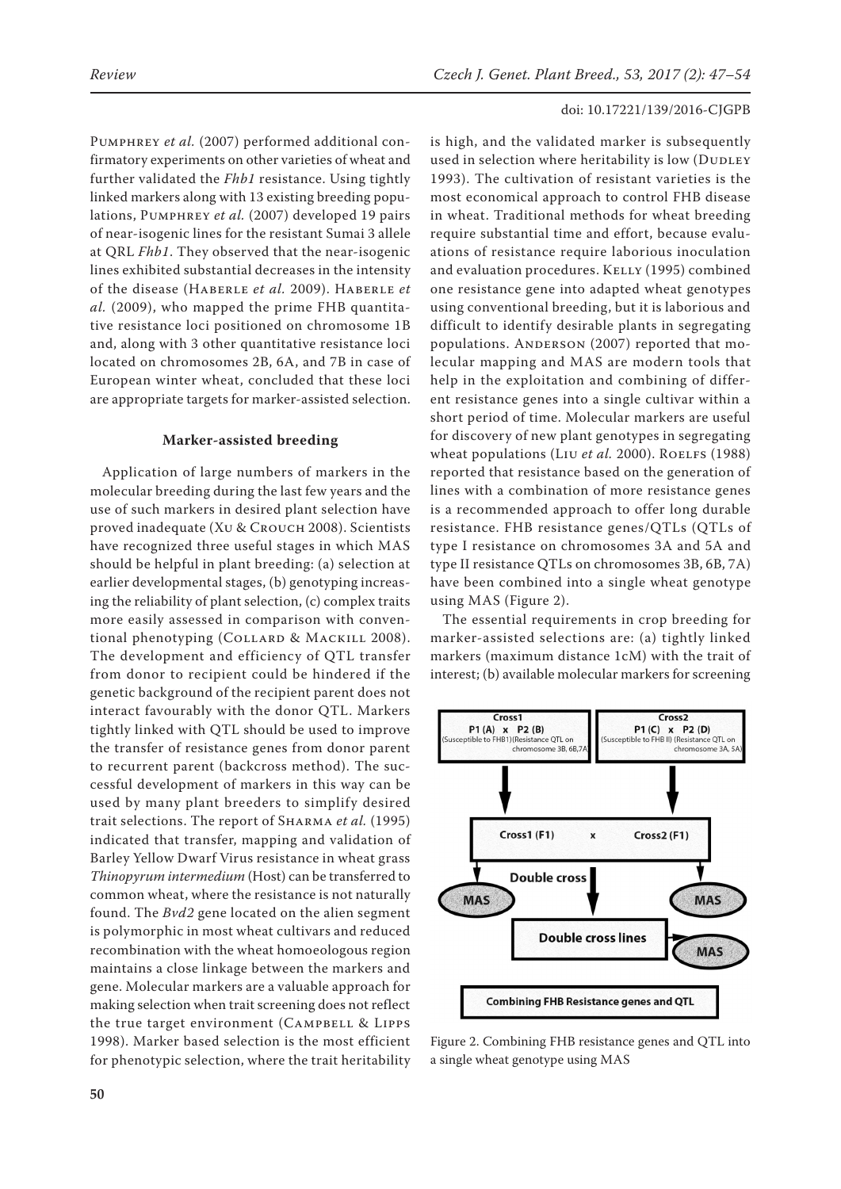Pumphrey *et al.* (2007) performed additional confirmatory experiments on other varieties of wheat and further validated the *Fhb1* resistance. Using tightly linked markers along with 13 existing breeding populations, Pumphrey *et al.* (2007) developed 19 pairs of near-isogenic lines for the resistant Sumai 3 allele at QRL *Fhb1*. They observed that the near-isogenic lines exhibited substantial decreases in the intensity of the disease (Haberle *et al.* 2009). Haberle *et al.* (2009), who mapped the prime FHB quantitative resistance loci positioned on chromosome 1B and, along with 3 other quantitative resistance loci located on chromosomes 2B, 6A, and 7B in case of European winter wheat, concluded that these loci are appropriate targets for marker-assisted selection.

### Marker-assisted breeding

Application of large numbers of markers in the molecular breeding during the last few years and the use of such markers in desired plant selection have proved inadequate (Xu & Crouch 2008). Scientists have recognized three useful stages in which MAS should be helpful in plant breeding: (a) selection at earlier developmental stages, (b) genotyping increasing the reliability of plant selection, (c) complex traits more easily assessed in comparison with conventional phenotyping (Collard & Mackill 2008). The development and efficiency of QTL transfer from donor to recipient could be hindered if the genetic background of the recipient parent does not interact favourably with the donor QTL. Markers tightly linked with QTL should be used to improve the transfer of resistance genes from donor parent to recurrent parent (backcross method). The successful development of markers in this way can be used by many plant breeders to simplify desired trait selections. The report of Sharma *et al.* (1995) indicated that transfer, mapping and validation of Barley Yellow Dwarf Virus resistance in wheat grass *Thinopyrum intermedium* (Host) can be transferred to common wheat, where the resistance is not naturally found. The *Bvd2* gene located on the alien segment is polymorphic in most wheat cultivars and reduced recombination with the wheat homoeologous region maintains a close linkage between the markers and gene. Molecular markers are a valuable approach for making selection when trait screening does not reflect the true target environment (Campbell & Lipps 1998). Marker based selection is the most efficient for phenotypic selection, where the trait heritability is high, and the validated marker is subsequently used in selection where heritability is low (Dudley 1993). The cultivation of resistant varieties is the most economical approach to control FHB disease in wheat. Traditional methods for wheat breeding require substantial time and effort, because evaluations of resistance require laborious inoculation and evaluation procedures. Kelly (1995) combined one resistance gene into adapted wheat genotypes using conventional breeding, but it is laborious and difficult to identify desirable plants in segregating populations. Anderson (2007) reported that molecular mapping and MAS are modern tools that help in the exploitation and combining of different resistance genes into a single cultivar within a short period of time. Molecular markers are useful for discovery of new plant genotypes in segregating wheat populations (Liu *et al.* 2000). Roelfs (1988) reported that resistance based on the generation of lines with a combination of more resistance genes is a recommended approach to offer long durable resistance. FHB resistance genes/QTLs (QTLs of type I resistance on chromosomes 3A and 5A and type II resistance QTLs on chromosomes 3B, 6B, 7A) have been combined into a single wheat genotype using MAS (Figure 2).

The essential requirements in crop breeding for marker-assisted selections are: (a) tightly linked markers (maximum distance 1cM) with the trait of interest; (b) available molecular markers for screening

Figure 2. Combining FHB resistance genes and QTL into a single wheat genotype using MAS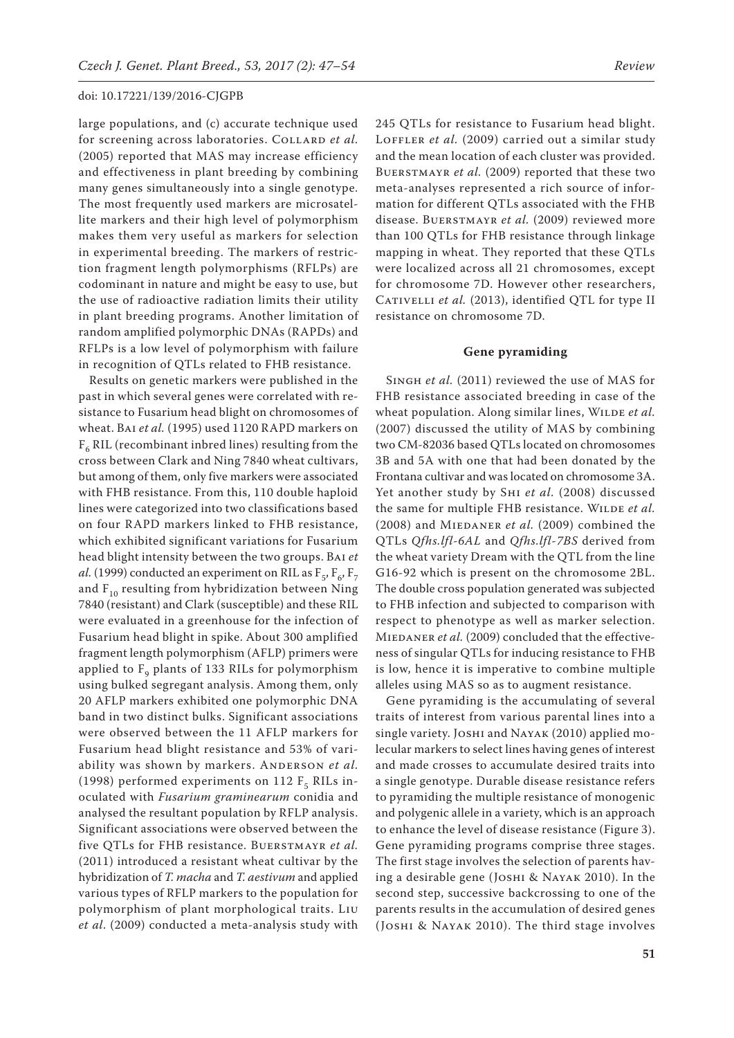large populations, and (c) accurate technique used for screening across laboratories. Collard *et al.* (2005) reported that MAS may increase efficiency and effectiveness in plant breeding by combining many genes simultaneously into a single genotype. The most frequently used markers are microsatellite markers and their high level of polymorphism makes them very useful as markers for selection in experimental breeding. The markers of restriction fragment length polymorphisms (RFLPs) are codominant in nature and might be easy to use, but the use of radioactive radiation limits their utility in plant breeding programs. Another limitation of random amplified polymorphic DNAs (RAPDs) and RFLPs is a low level of polymorphism with failure in recognition of QTLs related to FHB resistance.

Results on genetic markers were published in the past in which several genes were correlated with resistance to Fusarium head blight on chromosomes of wheat. Bai *et al.* (1995) used 1120 RAPD markers on $F_6$ RIL (recombinant inbred lines) resulting from the cross between Clark and Ning 7840 wheat cultivars, but among of them, only five markers were associated with FHB resistance. From this, 110 double haploid lines were categorized into two classifications based on four RAPD markers linked to FHB resistance, which exhibited significant variations for Fusarium head blight intensity between the two groups. Bai *et al.* (1999) conducted an experiment on RIL as $F_5$, $F_6$, $F_7$ and $F_{10}$ resulting from hybridization between Ning 7840 (resistant) and Clark (susceptible) and these RIL were evaluated in a greenhouse for the infection of Fusarium head blight in spike. About 300 amplified fragment length polymorphism (AFLP) primers were applied to $F_9$ plants of 133 RILs for polymorphism using bulked segregant analysis. Among them, only 20 AFLP markers exhibited one polymorphic DNA band in two distinct bulks. Significant associations were observed between the 11 AFLP markers for Fusarium head blight resistance and 53% of variability was shown by markers. Anderson *et al.* (1998) performed experiments on 112 $F_5$ RILs inoculated with *Fusarium graminearum* conidia and analysed the resultant population by RFLP analysis. Significant associations were observed between the five QTLs for FHB resistance. Buerstmayr *et al.* (2011) introduced a resistant wheat cultivar by the hybridization of *T. macha* and *T. aestivum* and applied various types of RFLP markers to the population for polymorphism of plant morphological traits. Liu *et al.* (2009) conducted a meta-analysis study with 245 QTLs for resistance to Fusarium head blight. Loffler *et al.* (2009) carried out a similar study and the mean location of each cluster was provided. Buerstmayr *et al.* (2009) reported that these two meta-analyses represented a rich source of information for different QTLs associated with the FHB disease. Buerstmayr *et al.* (2009) reviewed more than 100 QTLs for FHB resistance through linkage mapping in wheat. They reported that these QTLs were localized across all 21 chromosomes, except for chromosome 7D. However other researchers, Cativelli *et al.* (2013), identified QTL for type II resistance on chromosome 7D.

## Gene pyramiding

Singh *et al.* (2011) reviewed the use of MAS for FHB resistance associated breeding in case of the wheat population. Along similar lines, Wilde *et al.* (2007) discussed the utility of MAS by combining two CM-82036 based QTLs located on chromosomes 3B and 5A with one that had been donated by the Frontana cultivar and was located on chromosome 3A. Yet another study by Shi *et al.* (2008) discussed the same for multiple FHB resistance. Wilde *et al.* (2008) and Miedaner *et al.* (2009) combined the QTLs *Qfhs.lfl-6AL* and *Qfhs.lfl-7BS* derived from the wheat variety Dream with the QTL from the line G16-92 which is present on the chromosome 2BL. The double cross population generated was subjected to FHB infection and subjected to comparison with respect to phenotype as well as marker selection. Miedaner *et al.* (2009) concluded that the effectiveness of singular QTLs for inducing resistance to FHB is low, hence it is imperative to combine multiple alleles using MAS so as to augment resistance.

Gene pyramiding is the accumulating of several traits of interest from various parental lines into a single variety. Joshi and Nayak (2010) applied molecular markers to select lines having genes of interest and made crosses to accumulate desired traits into a single genotype. Durable disease resistance refers to pyramiding the multiple resistance of monogenic and polygenic allele in a variety, which is an approach to enhance the level of disease resistance (Figure 3). Gene pyramiding programs comprise three stages. The first stage involves the selection of parents having a desirable gene (Joshi & Nayak 2010). In the second step, successive backcrossing to one of the parents results in the accumulation of desired genes (Joshi & Nayak 2010). The third stage involves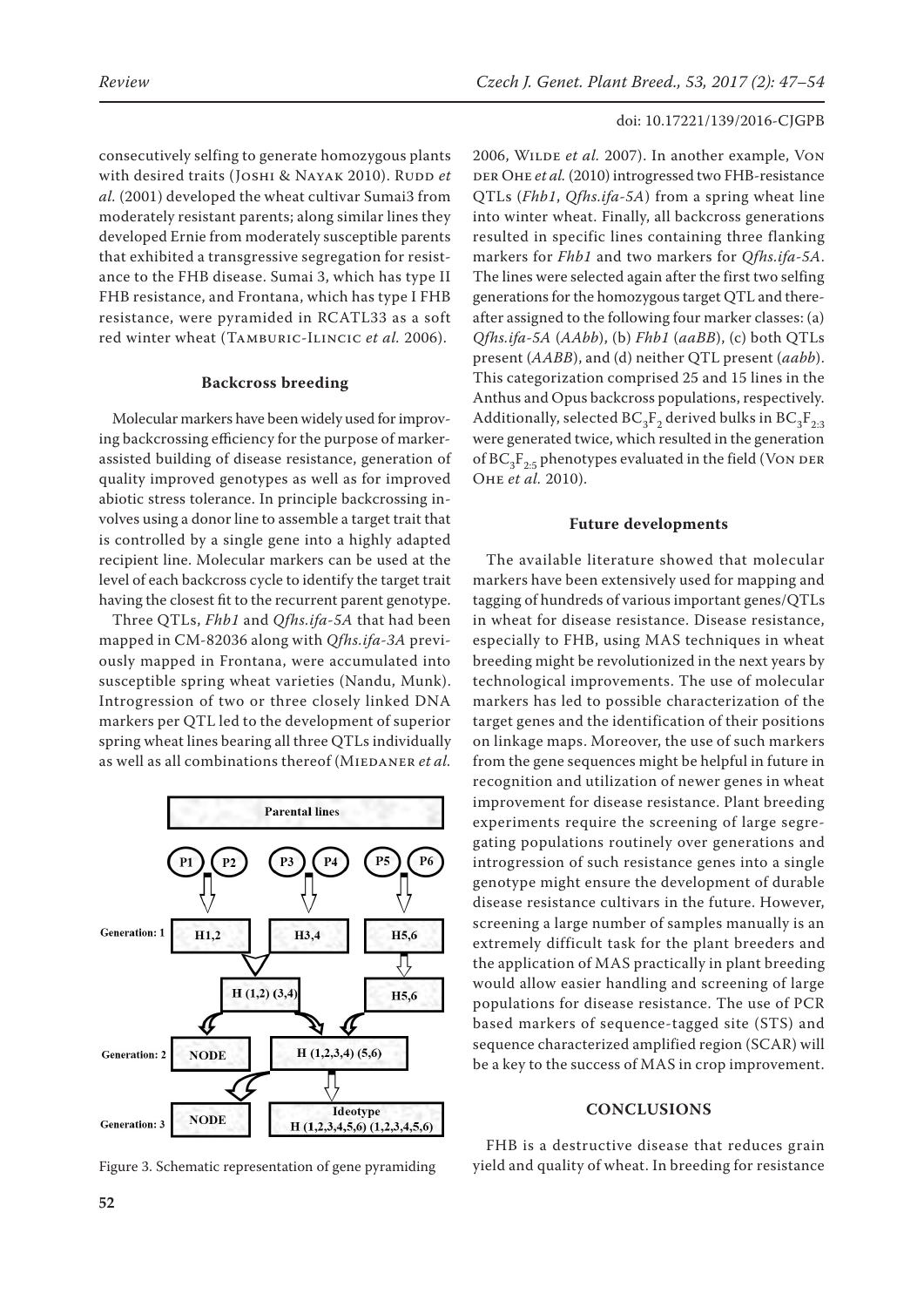consecutively selfing to generate homozygous plants with desired traits (Joshi & Nayak 2010). Rudd *et al.* (2001) developed the wheat cultivar Sumai3 from moderately resistant parents; along similar lines they developed Ernie from moderately susceptible parents that exhibited a transgressive segregation for resistance to the FHB disease. Sumai 3, which has type II FHB resistance, and Frontana, which has type I FHB resistance, were pyramided in RCATL33 as a soft red winter wheat (Tamburic-Ilincic *et al.* 2006).

### Backcross breeding

Molecular markers have been widely used for improving backcrossing efficiency for the purpose of marker-assisted building of disease resistance, generation of quality improved genotypes as well as for improved abiotic stress tolerance. In principle backcrossing involves using a donor line to assemble a target trait that is controlled by a single gene into a highly adapted recipient line. Molecular markers can be used at the level of each backcross cycle to identify the target trait having the closest fit to the recurrent parent genotype.

Three QTLs, *Fhb1* and *Qfhs.ifa-5A* that had been mapped in CM-82036 along with *Qfhs.ifa-3A* previously mapped in Frontana, were accumulated into susceptible spring wheat varieties (Nandu, Munk). Introgression of two or three closely linked DNA markers per QTL led to the development of superior spring wheat lines bearing all three QTLs individually as well as all combinations thereof (Miedaner *et al.* 2006, Wilde *et al.* 2007). In another example, Von der Ohe *et al.* (2010) introgressed two FHB-resistance QTLs (*Fhb1*, *Qfhs.ifa-5A*) from a spring wheat line into winter wheat. Finally, all backcross generations resulted in specific lines containing three flanking markers for *Fhb1* and two markers for *Qfhs.ifa-5A*. The lines were selected again after the first two selfing generations for the homozygous target QTL and thereafter assigned to the following four marker classes: (a) *Qfhs.ifa-5A* (*AAbb*), (b) *Fhb1* (*aaBB*), (c) both QTLs present (*AABB*), and (d) neither QTL present (*aabb*). This categorization comprised 25 and 15 lines in the Anthus and Opus backcross populations, respectively. Additionally, selected $BC_3F_2$ derived bulks in $BC_3F_{2:3}$ were generated twice, which resulted in the generation of $BC_3F_{2:5}$ phenotypes evaluated in the field (Von der Ohe *et al.* 2010).

Parental lines

P1 P2 P3 P4 P5 P6

Generation: 1 — H1,2 — H3,4 — H5,6

H (1,2) (3,4) — H5,6

Generation: 2 — NODE — H (1,2,3,4) (5,6)

Generation: 3 — NODE — Ideotype H (1,2,3,4,5,6) (1,2,3,4,5,6)

Figure 3. Schematic representation of gene pyramiding

### Future developments

The available literature showed that molecular markers have been extensively used for mapping and tagging of hundreds of various important genes/QTLs in wheat for disease resistance. Disease resistance, especially to FHB, using MAS techniques in wheat breeding might be revolutionized in the next years by technological improvements. The use of molecular markers has led to possible characterization of the target genes and the identification of their positions on linkage maps. Moreover, the use of such markers from the gene sequences might be helpful in future in recognition and utilization of newer genes in wheat improvement for disease resistance. Plant breeding experiments require the screening of large segregating populations routinely over generations and introgression of such resistance genes into a single genotype might ensure the development of durable disease resistance cultivars in the future. However, screening a large number of samples manually is an extremely difficult task for the plant breeders and the application of MAS practically in plant breeding would allow easier handling and screening of large populations for disease resistance. The use of PCR based markers of sequence-tagged site (STS) and sequence characterized amplified region (SCAR) will be a key to the success of MAS in crop improvement.

## CONCLUSIONS

FHB is a destructive disease that reduces grain yield and quality of wheat. In breeding for resistance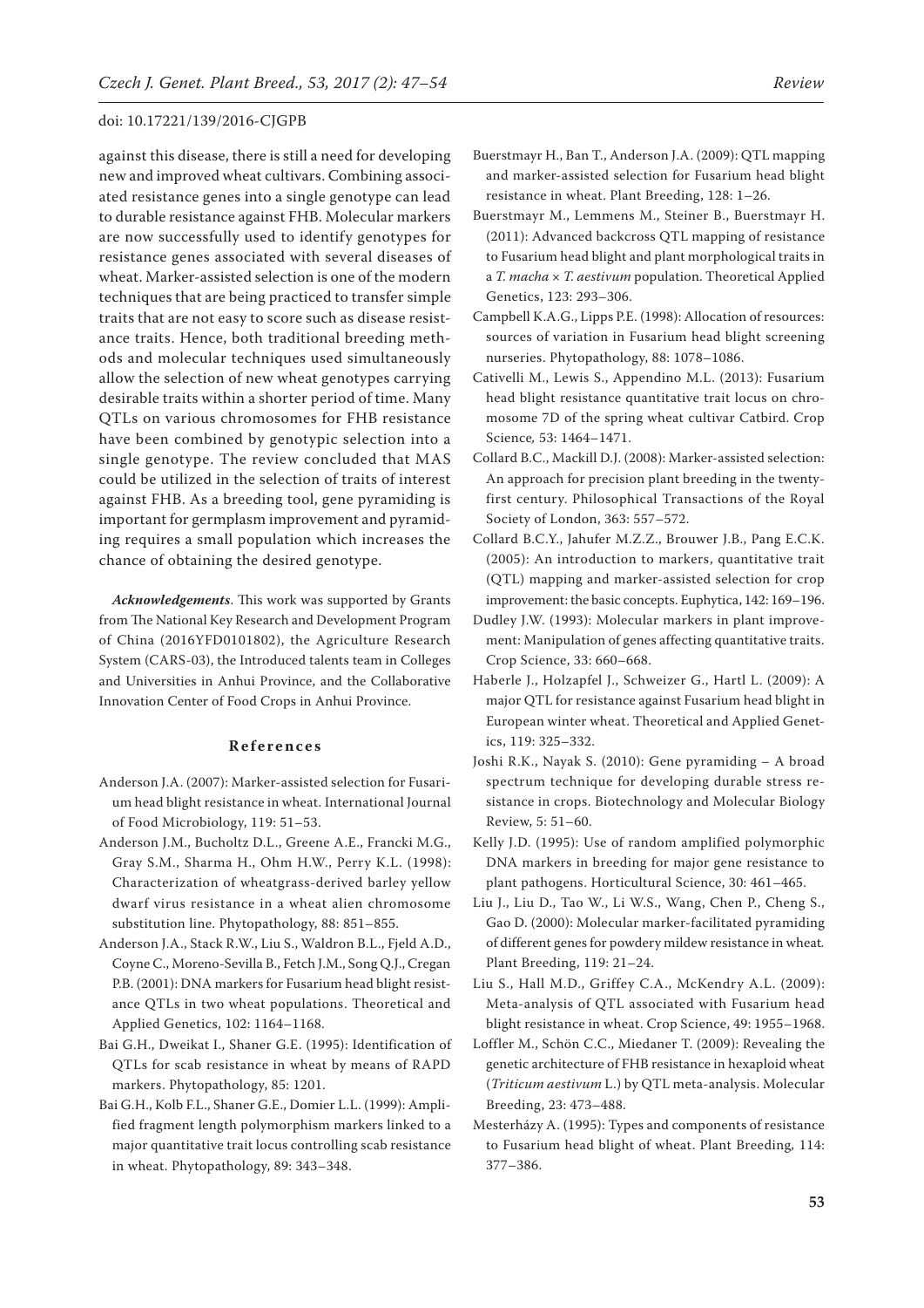against this disease, there is still a need for developing new and improved wheat cultivars. Combining associated resistance genes into a single genotype can lead to durable resistance against FHB. Molecular markers are now successfully used to identify genotypes for resistance genes associated with several diseases of wheat. Marker-assisted selection is one of the modern techniques that are being practiced to transfer simple traits that are not easy to score such as disease resistance traits. Hence, both traditional breeding methods and molecular techniques used simultaneously allow the selection of new wheat genotypes carrying desirable traits within a shorter period of time. Many QTLs on various chromosomes for FHB resistance have been combined by genotypic selection into a single genotype. The review concluded that MAS could be utilized in the selection of traits of interest against FHB. As a breeding tool, gene pyramiding is important for germplasm improvement and pyramiding requires a small population which increases the chance of obtaining the desired genotype.

***Acknowledgements***. This work was supported by Grants from The National Key Research and Development Program of China (2016YFD0101802), the Agriculture Research System (CARS-03), the Introduced talents team in Colleges and Universities in Anhui Province, and the Collaborative Innovation Center of Food Crops in Anhui Province.

## References

Anderson J.A. (2007): Marker-assisted selection for Fusarium head blight resistance in wheat. International Journal of Food Microbiology, 119: 51–53.

Anderson J.M., Bucholtz D.L., Greene A.E., Francki M.G., Gray S.M., Sharma H., Ohm H.W., Perry K.L. (1998): Characterization of wheatgrass-derived barley yellow dwarf virus resistance in a wheat alien chromosome substitution line. Phytopathology, 88: 851–855.

Anderson J.A., Stack R.W., Liu S., Waldron B.L., Fjeld A.D., Coyne C., Moreno-Sevilla B., Fetch J.M., Song Q.J., Cregan P.B. (2001): DNA markers for Fusarium head blight resistance QTLs in two wheat populations. Theoretical and Applied Genetics, 102: 1164–1168.

Bai G.H., Dweikat I., Shaner G.E. (1995): Identification of QTLs for scab resistance in wheat by means of RAPD markers. Phytopathology, 85: 1201.

Bai G.H., Kolb F.L., Shaner G.E., Domier L.L. (1999): Amplified fragment length polymorphism markers linked to a major quantitative trait locus controlling scab resistance in wheat. Phytopathology, 89: 343–348.

Buerstmayr H., Ban T., Anderson J.A. (2009): QTL mapping and marker-assisted selection for Fusarium head blight resistance in wheat. Plant Breeding, 128: 1–26.

Buerstmayr M., Lemmens M., Steiner B., Buerstmayr H. (2011): Advanced backcross QTL mapping of resistance to Fusarium head blight and plant morphological traits in a *T. macha* × *T. aestivum* population. Theoretical Applied Genetics, 123: 293–306.

Campbell K.A.G., Lipps P.E. (1998): Allocation of resources: sources of variation in Fusarium head blight screening nurseries. Phytopathology, 88: 1078–1086.

Cativelli M., Lewis S., Appendino M.L. (2013): Fusarium head blight resistance quantitative trait locus on chromosome 7D of the spring wheat cultivar Catbird. Crop Science*,* 53: 1464–1471.

Collard B.C., Mackill D.J. (2008): Marker-assisted selection: An approach for precision plant breeding in the twenty-first century. Philosophical Transactions of the Royal Society of London, 363: 557–572.

Collard B.C.Y., Jahufer M.Z.Z., Brouwer J.B., Pang E.C.K. (2005): An introduction to markers, quantitative trait (QTL) mapping and marker-assisted selection for crop improvement: the basic concepts. Euphytica, 142: 169–196.

Dudley J.W. (1993): Molecular markers in plant improvement: Manipulation of genes affecting quantitative traits. Crop Science, 33: 660–668.

Haberle J., Holzapfel J., Schweizer G., Hartl L. (2009): A major QTL for resistance against Fusarium head blight in European winter wheat. Theoretical and Applied Genetics, 119: 325–332.

Joshi R.K., Nayak S. (2010): Gene pyramiding – A broad spectrum technique for developing durable stress resistance in crops. Biotechnology and Molecular Biology Review, 5: 51–60.

Kelly J.D. (1995): Use of random amplified polymorphic DNA markers in breeding for major gene resistance to plant pathogens. Horticultural Science, 30: 461–465.

Liu J., Liu D., Tao W., Li W.S., Wang, Chen P., Cheng S., Gao D. (2000): Molecular marker-facilitated pyramiding of different genes for powdery mildew resistance in wheat*.* Plant Breeding, 119: 21–24.

Liu S., Hall M.D., Griffey C.A., McKendry A.L. (2009): Meta-analysis of QTL associated with Fusarium head blight resistance in wheat. Crop Science, 49: 1955–1968.

Loffler M., Schön C.C., Miedaner T. (2009): Revealing the genetic architecture of FHB resistance in hexaploid wheat (*Triticum aestivum* L.) by QTL meta-analysis. Molecular Breeding, 23: 473–488.

Mesterházy A. (1995): Types and components of resistance to Fusarium head blight of wheat. Plant Breeding, 114: 377–386.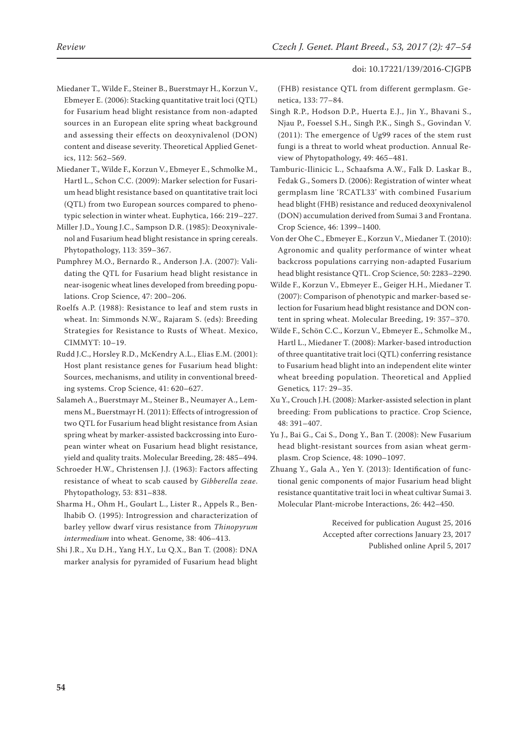Miedaner T., Wilde F., Steiner B., Buerstmayr H., Korzun V., Ebmeyer E. (2006): Stacking quantitative trait loci (QTL) for Fusarium head blight resistance from non-adapted sources in an European elite spring wheat background and assessing their effects on deoxynivalenol (DON) content and disease severity. Theoretical Applied Genetics, 112: 562–569.

Miedaner T., Wilde F., Korzun V., Ebmeyer E., Schmolke M., Hartl L., Schon C.C. (2009): Marker selection for Fusarium head blight resistance based on quantitative trait loci (QTL) from two European sources compared to phenotypic selection in winter wheat. Euphytica, 166: 219–227.

Miller J.D., Young J.C., Sampson D.R. (1985): Deoxynivalenol and Fusarium head blight resistance in spring cereals. Phytopathology, 113: 359–367.

Pumphrey M.O., Bernardo R., Anderson J.A. (2007): Validating the QTL for Fusarium head blight resistance in near-isogenic wheat lines developed from breeding populations. Crop Science, 47: 200–206.

Roelfs A.P. (1988): Resistance to leaf and stem rusts in wheat. In: Simmonds N.W., Rajaram S. (eds): Breeding Strategies for Resistance to Rusts of Wheat. Mexico, CIMMYT: 10–19.

Rudd J.C., Horsley R.D., McKendry A.L., Elias E.M. (2001): Host plant resistance genes for Fusarium head blight: Sources, mechanisms, and utility in conventional breeding systems. Crop Science, 41: 620–627.

Salameh A., Buerstmayr M., Steiner B., Neumayer A., Lemmens M., Buerstmayr H. (2011): Effects of introgression of two QTL for Fusarium head blight resistance from Asian spring wheat by marker-assisted backcrossing into European winter wheat on Fusarium head blight resistance, yield and quality traits. Molecular Breeding, 28: 485–494.

Schroeder H.W., Christensen J.J. (1963): Factors affecting resistance of wheat to scab caused by *Gibberella zeae*. Phytopathology, 53: 831–838.

Sharma H., Ohm H., Goulart L., Lister R., Appels R., Benlhabib O. (1995): Introgression and characterization of barley yellow dwarf virus resistance from *Thinopyrum intermedium* into wheat. Genome, 38: 406–413.

Shi J.R., Xu D.H., Yang H.Y., Lu Q.X., Ban T. (2008): DNA marker analysis for pyramided of Fusarium head blight (FHB) resistance QTL from different germplasm. Genetica, 133: 77–84.

Singh R.P., Hodson D.P., Huerta E.J., Jin Y., Bhavani S., Njau P., Foessel S.H., Singh P.K., Singh S., Govindan V. (2011): The emergence of Ug99 races of the stem rust fungi is a threat to world wheat production. Annual Review of Phytopathology, 49: 465–481.

Tamburic-Ilinicic L., Schaafsma A.W., Falk D. Laskar B., Fedak G., Somers D. (2006): Registration of winter wheat germplasm line 'RCATL33' with combined Fusarium head blight (FHB) resistance and reduced deoxynivalenol (DON) accumulation derived from Sumai 3 and Frontana. Crop Science, 46: 1399–1400.

Von der Ohe C., Ebmeyer E., Korzun V., Miedaner T. (2010): Agronomic and quality performance of winter wheat backcross populations carrying non-adapted Fusarium head blight resistance QTL. Crop Science, 50: 2283–2290.

Wilde F., Korzun V., Ebmeyer E., Geiger H.H., Miedaner T. (2007): Comparison of phenotypic and marker-based selection for Fusarium head blight resistance and DON content in spring wheat. Molecular Breeding, 19: 357–370.

Wilde F., Schön C.C., Korzun V., Ebmeyer E., Schmolke M., Hartl L., Miedaner T. (2008): Marker-based introduction of three quantitative trait loci (QTL) conferring resistance to Fusarium head blight into an independent elite winter wheat breeding population. Theoretical and Applied Genetics, 117: 29–35.

Xu Y., Crouch J.H. (2008): Marker-assisted selection in plant breeding: From publications to practice. Crop Science, 48: 391–407.

Yu J., Bai G., Cai S., Dong Y., Ban T. (2008): New Fusarium head blight-resistant sources from asian wheat germplasm. Crop Science, 48: 1090–1097.

Zhuang Y., Gala A., Yen Y. (2013): Identification of functional genic components of major Fusarium head blight resistance quantitative trait loci in wheat cultivar Sumai 3. Molecular Plant-microbe Interactions, 26: 442–450.

Received for publication August 25, 2016
Accepted after corrections January 23, 2017
Published online April 5, 2017